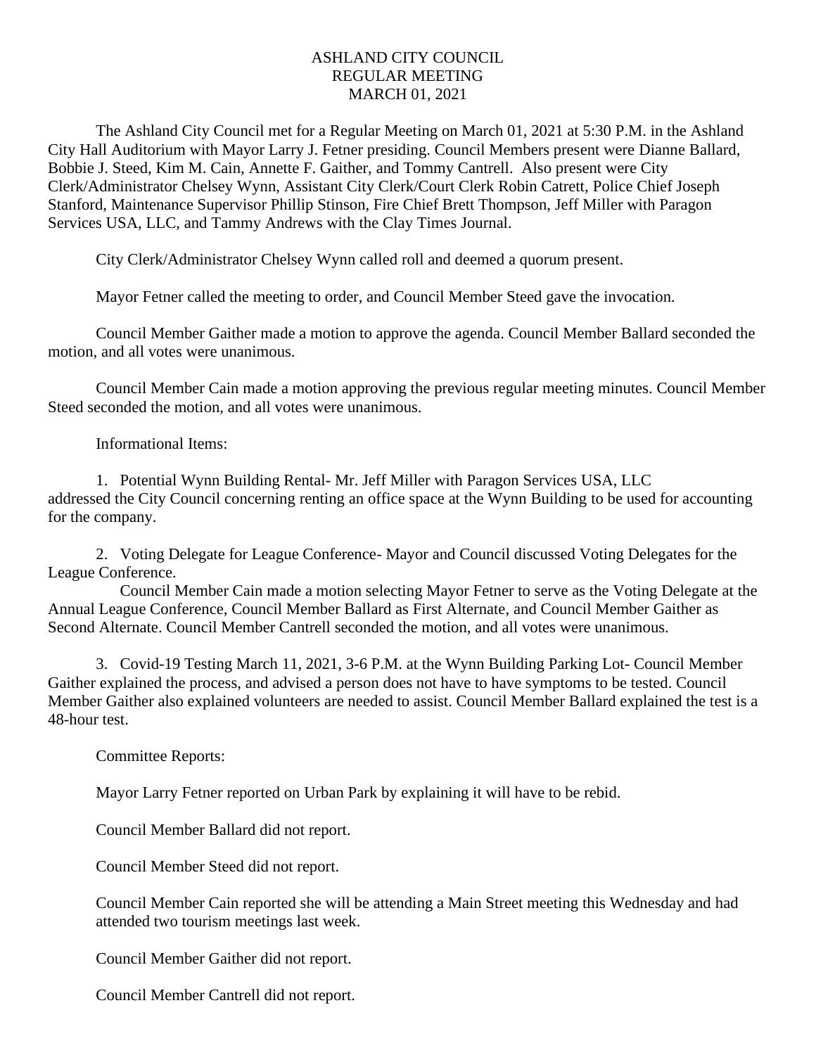# ASHLAND CITY COUNCIL
## REGULAR MEETING
## MARCH 01, 2021

The Ashland City Council met for a Regular Meeting on March 01, 2021 at 5:30 P.M. in the Ashland City Hall Auditorium with Mayor Larry J. Fetner presiding. Council Members present were Dianne Ballard, Bobbie J. Steed, Kim M. Cain, Annette F. Gaither, and Tommy Cantrell. Also present were City Clerk/Administrator Chelsey Wynn, Assistant City Clerk/Court Clerk Robin Catrett, Police Chief Joseph Stanford, Maintenance Supervisor Phillip Stinson, Fire Chief Brett Thompson, Jeff Miller with Paragon Services USA, LLC, and Tammy Andrews with the Clay Times Journal.

City Clerk/Administrator Chelsey Wynn called roll and deemed a quorum present.

Mayor Fetner called the meeting to order, and Council Member Steed gave the invocation.

Council Member Gaither made a motion to approve the agenda. Council Member Ballard seconded the motion, and all votes were unanimous.

Council Member Cain made a motion approving the previous regular meeting minutes. Council Member Steed seconded the motion, and all votes were unanimous.

Informational Items:

1. Potential Wynn Building Rental- Mr. Jeff Miller with Paragon Services USA, LLC addressed the City Council concerning renting an office space at the Wynn Building to be used for accounting for the company.

2. Voting Delegate for League Conference- Mayor and Council discussed Voting Delegates for the League Conference.
   Council Member Cain made a motion selecting Mayor Fetner to serve as the Voting Delegate at the Annual League Conference, Council Member Ballard as First Alternate, and Council Member Gaither as Second Alternate. Council Member Cantrell seconded the motion, and all votes were unanimous.

3. Covid-19 Testing March 11, 2021, 3-6 P.M. at the Wynn Building Parking Lot- Council Member Gaither explained the process, and advised a person does not have to have symptoms to be tested. Council Member Gaither also explained volunteers are needed to assist. Council Member Ballard explained the test is a 48-hour test.

Committee Reports:

Mayor Larry Fetner reported on Urban Park by explaining it will have to be rebid.

Council Member Ballard did not report.

Council Member Steed did not report.

Council Member Cain reported she will be attending a Main Street meeting this Wednesday and had attended two tourism meetings last week.

Council Member Gaither did not report.

Council Member Cantrell did not report.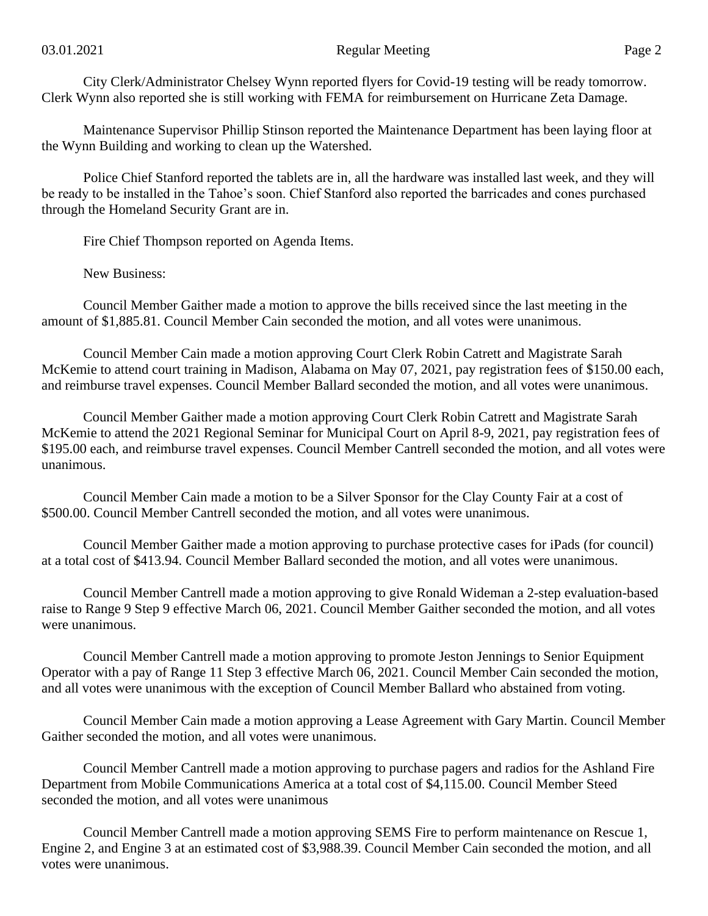City Clerk/Administrator Chelsey Wynn reported flyers for Covid-19 testing will be ready tomorrow. Clerk Wynn also reported she is still working with FEMA for reimbursement on Hurricane Zeta Damage.

Maintenance Supervisor Phillip Stinson reported the Maintenance Department has been laying floor at the Wynn Building and working to clean up the Watershed.

Police Chief Stanford reported the tablets are in, all the hardware was installed last week, and they will be ready to be installed in the Tahoe's soon. Chief Stanford also reported the barricades and cones purchased through the Homeland Security Grant are in.

Fire Chief Thompson reported on Agenda Items.

New Business:

Council Member Gaither made a motion to approve the bills received since the last meeting in the amount of $1,885.81. Council Member Cain seconded the motion, and all votes were unanimous.

Council Member Cain made a motion approving Court Clerk Robin Catrett and Magistrate Sarah McKemie to attend court training in Madison, Alabama on May 07, 2021, pay registration fees of $150.00 each, and reimburse travel expenses. Council Member Ballard seconded the motion, and all votes were unanimous.

Council Member Gaither made a motion approving Court Clerk Robin Catrett and Magistrate Sarah McKemie to attend the 2021 Regional Seminar for Municipal Court on April 8-9, 2021, pay registration fees of $195.00 each, and reimburse travel expenses. Council Member Cantrell seconded the motion, and all votes were unanimous.

Council Member Cain made a motion to be a Silver Sponsor for the Clay County Fair at a cost of $500.00. Council Member Cantrell seconded the motion, and all votes were unanimous.

Council Member Gaither made a motion approving to purchase protective cases for iPads (for council) at a total cost of $413.94. Council Member Ballard seconded the motion, and all votes were unanimous.

Council Member Cantrell made a motion approving to give Ronald Wideman a 2-step evaluation-based raise to Range 9 Step 9 effective March 06, 2021. Council Member Gaither seconded the motion, and all votes were unanimous.

Council Member Cantrell made a motion approving to promote Jeston Jennings to Senior Equipment Operator with a pay of Range 11 Step 3 effective March 06, 2021. Council Member Cain seconded the motion, and all votes were unanimous with the exception of Council Member Ballard who abstained from voting.

Council Member Cain made a motion approving a Lease Agreement with Gary Martin. Council Member Gaither seconded the motion, and all votes were unanimous.

Council Member Cantrell made a motion approving to purchase pagers and radios for the Ashland Fire Department from Mobile Communications America at a total cost of $4,115.00. Council Member Steed seconded the motion, and all votes were unanimous

Council Member Cantrell made a motion approving SEMS Fire to perform maintenance on Rescue 1, Engine 2, and Engine 3 at an estimated cost of $3,988.39. Council Member Cain seconded the motion, and all votes were unanimous.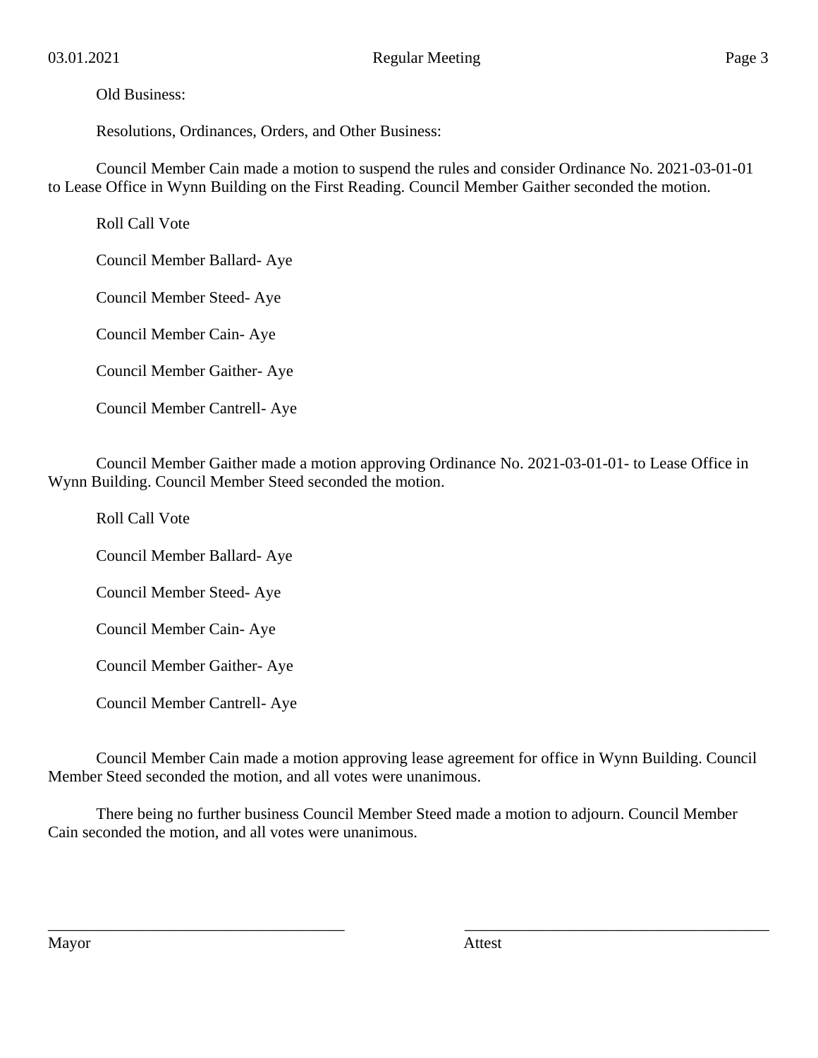Old Business:

Resolutions, Ordinances, Orders, and Other Business:

Council Member Cain made a motion to suspend the rules and consider Ordinance No. 2021-03-01-01 to Lease Office in Wynn Building on the First Reading. Council Member Gaither seconded the motion.

Roll Call Vote

Council Member Ballard- Aye

Council Member Steed- Aye

Council Member Cain- Aye

Council Member Gaither- Aye

Council Member Cantrell- Aye

Council Member Gaither made a motion approving Ordinance No. 2021-03-01-01- to Lease Office in Wynn Building. Council Member Steed seconded the motion.

Roll Call Vote

Council Member Ballard- Aye

Council Member Steed- Aye

Council Member Cain- Aye

Council Member Gaither- Aye

Council Member Cantrell- Aye

Council Member Cain made a motion approving lease agreement for office in Wynn Building. Council Member Steed seconded the motion, and all votes were unanimous.

There being no further business Council Member Steed made a motion to adjourn. Council Member Cain seconded the motion, and all votes were unanimous.

_____________________________________ _____________________________________

Mayor Attest